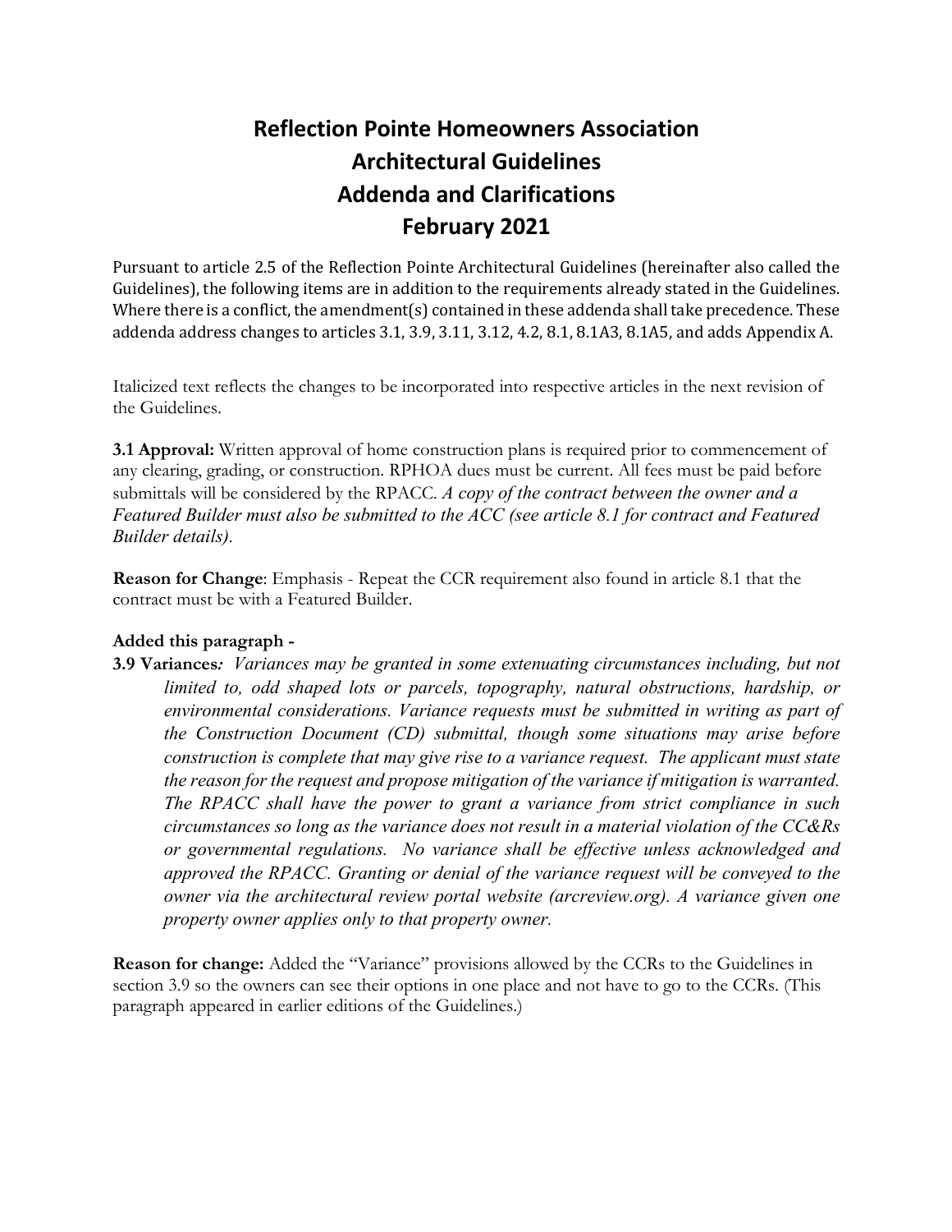# Reflection Pointe Homeowners Association
# Architectural Guidelines
# Addenda and Clarifications
# February 2021

Pursuant to article 2.5 of the Reflection Pointe Architectural Guidelines (hereinafter also called the Guidelines), the following items are in addition to the requirements already stated in the Guidelines. Where there is a conflict, the amendment(s) contained in these addenda shall take precedence. These addenda address changes to articles 3.1, 3.9, 3.11, 3.12, 4.2, 8.1, 8.1A3, 8.1A5, and adds Appendix A.

Italicized text reflects the changes to be incorporated into respective articles in the next revision of the Guidelines.

**3.1 Approval:** Written approval of home construction plans is required prior to commencement of any clearing, grading, or construction. RPHOA dues must be current. All fees must be paid before submittals will be considered by the RPACC. *A copy of the contract between the owner and a Featured Builder must also be submitted to the ACC (see article 8.1 for contract and Featured Builder details).*

**Reason for Change**: Emphasis - Repeat the CCR requirement also found in article 8.1 that the contract must be with a Featured Builder.

**Added this paragraph -**

**3.9 Variances***: Variances may be granted in some extenuating circumstances including, but not limited to, odd shaped lots or parcels, topography, natural obstructions, hardship, or environmental considerations. Variance requests must be submitted in writing as part of the Construction Document (CD) submittal, though some situations may arise before construction is complete that may give rise to a variance request. The applicant must state the reason for the request and propose mitigation of the variance if mitigation is warranted. The RPACC shall have the power to grant a variance from strict compliance in such circumstances so long as the variance does not result in a material violation of the CC&Rs or governmental regulations. No variance shall be effective unless acknowledged and approved the RPACC. Granting or denial of the variance request will be conveyed to the owner via the architectural review portal website (arcreview.org). A variance given one property owner applies only to that property owner.*

**Reason for change:** Added the "Variance" provisions allowed by the CCRs to the Guidelines in section 3.9 so the owners can see their options in one place and not have to go to the CCRs. (This paragraph appeared in earlier editions of the Guidelines.)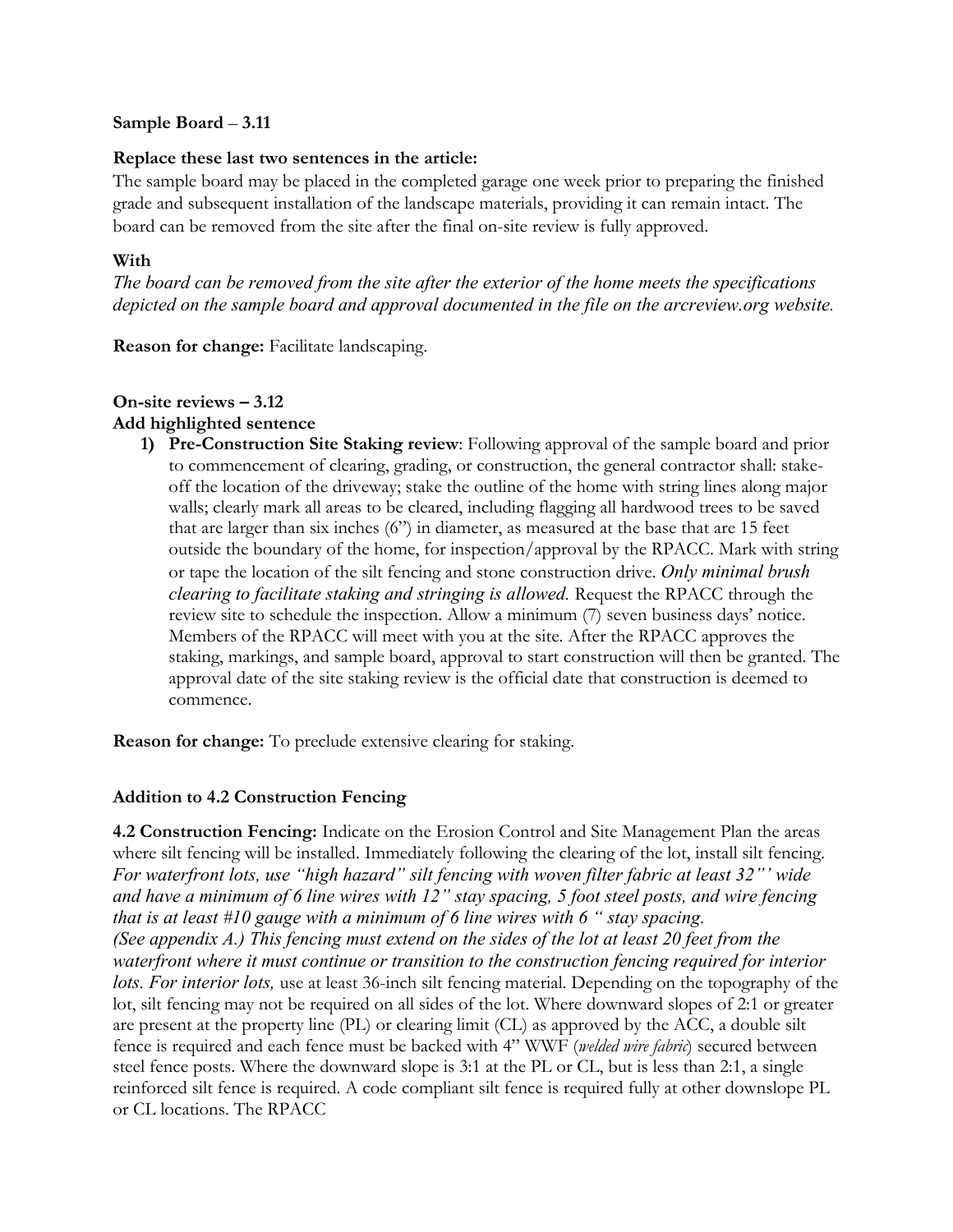**Sample Board** – **3.11**

**Replace these last two sentences in the article:**

The sample board may be placed in the completed garage one week prior to preparing the finished grade and subsequent installation of the landscape materials, providing it can remain intact. The board can be removed from the site after the final on-site review is fully approved.

**With**

*The board can be removed from the site after the exterior of the home meets the specifications depicted on the sample board and approval documented in the file on the arcreview.org website.*

**Reason for change:** Facilitate landscaping.

**On-site reviews – 3.12**

**Add highlighted sentence**

1) **Pre-Construction Site Staking review**: Following approval of the sample board and prior to commencement of clearing, grading, or construction, the general contractor shall: stake-off the location of the driveway; stake the outline of the home with string lines along major walls; clearly mark all areas to be cleared, including flagging all hardwood trees to be saved that are larger than six inches (6") in diameter, as measured at the base that are 15 feet outside the boundary of the home, for inspection/approval by the RPACC. Mark with string or tape the location of the silt fencing and stone construction drive. *Only minimal brush clearing to facilitate staking and stringing is allowed.* Request the RPACC through the review site to schedule the inspection. Allow a minimum (7) seven business days' notice. Members of the RPACC will meet with you at the site. After the RPACC approves the staking, markings, and sample board, approval to start construction will then be granted. The approval date of the site staking review is the official date that construction is deemed to commence.

**Reason for change:** To preclude extensive clearing for staking.

**Addition to 4.2 Construction Fencing**

**4.2 Construction Fencing:** Indicate on the Erosion Control and Site Management Plan the areas where silt fencing will be installed. Immediately following the clearing of the lot, install silt fencing. *For waterfront lots, use "high hazard" silt fencing with woven filter fabric at least 32"' wide and have a minimum of 6 line wires with 12" stay spacing, 5 foot steel posts, and wire fencing that is at least #10 gauge with a minimum of 6 line wires with 6 " stay spacing. (See appendix A.) This fencing must extend on the sides of the lot at least 20 feet from the waterfront where it must continue or transition to the construction fencing required for interior lots. For interior lots,* use at least 36-inch silt fencing material. Depending on the topography of the lot, silt fencing may not be required on all sides of the lot. Where downward slopes of 2:1 or greater are present at the property line (PL) or clearing limit (CL) as approved by the ACC, a double silt fence is required and each fence must be backed with 4" WWF (*welded wire fabric*) secured between steel fence posts. Where the downward slope is 3:1 at the PL or CL, but is less than 2:1, a single reinforced silt fence is required. A code compliant silt fence is required fully at other downslope PL or CL locations. The RPACC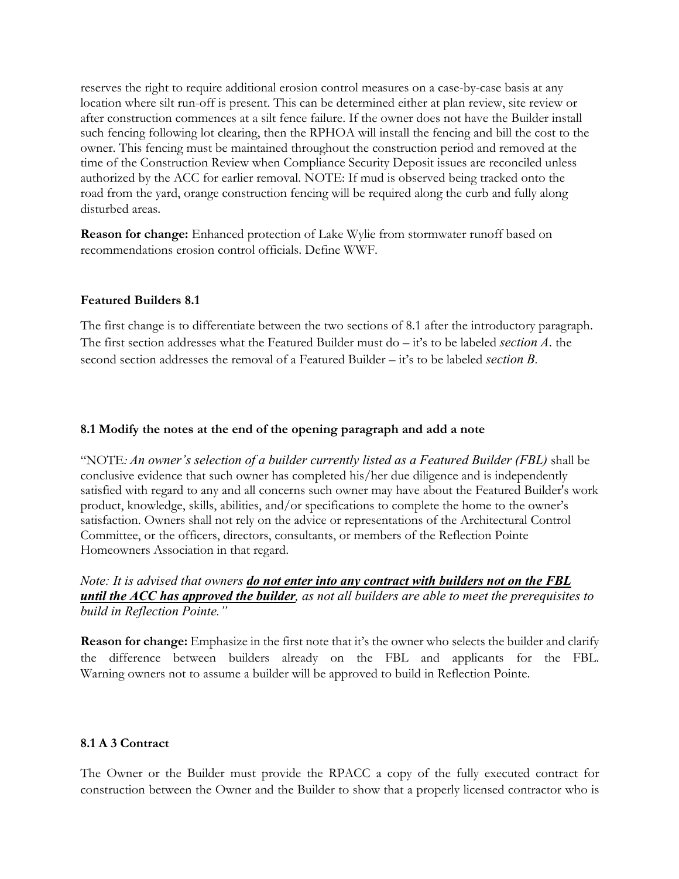reserves the right to require additional erosion control measures on a case-by-case basis at any location where silt run-off is present. This can be determined either at plan review, site review or after construction commences at a silt fence failure. If the owner does not have the Builder install such fencing following lot clearing, then the RPHOA will install the fencing and bill the cost to the owner. This fencing must be maintained throughout the construction period and removed at the time of the Construction Review when Compliance Security Deposit issues are reconciled unless authorized by the ACC for earlier removal. NOTE: If mud is observed being tracked onto the road from the yard, orange construction fencing will be required along the curb and fully along disturbed areas.

**Reason for change:** Enhanced protection of Lake Wylie from stormwater runoff based on recommendations erosion control officials. Define WWF.

**Featured Builders 8.1**

The first change is to differentiate between the two sections of 8.1 after the introductory paragraph. The first section addresses what the Featured Builder must do – it's to be labeled *section A*. the second section addresses the removal of a Featured Builder – it's to be labeled *section B*.

**8.1 Modify the notes at the end of the opening paragraph and add a note**

"NOTE*: An owner's selection of a builder currently listed as a Featured Builder (FBL)* shall be conclusive evidence that such owner has completed his/her due diligence and is independently satisfied with regard to any and all concerns such owner may have about the Featured Builder's work product, knowledge, skills, abilities, and/or specifications to complete the home to the owner's satisfaction. Owners shall not rely on the advice or representations of the Architectural Control Committee, or the officers, directors, consultants, or members of the Reflection Pointe Homeowners Association in that regard.

*Note: It is advised that owners **do not enter into any contract with builders not on the FBL until the ACC has approved the builder**, as not all builders are able to meet the prerequisites to build in Reflection Pointe."*

**Reason for change:** Emphasize in the first note that it's the owner who selects the builder and clarify the difference between builders already on the FBL and applicants for the FBL. Warning owners not to assume a builder will be approved to build in Reflection Pointe.

**8.1 A 3 Contract**

The Owner or the Builder must provide the RPACC a copy of the fully executed contract for construction between the Owner and the Builder to show that a properly licensed contractor who is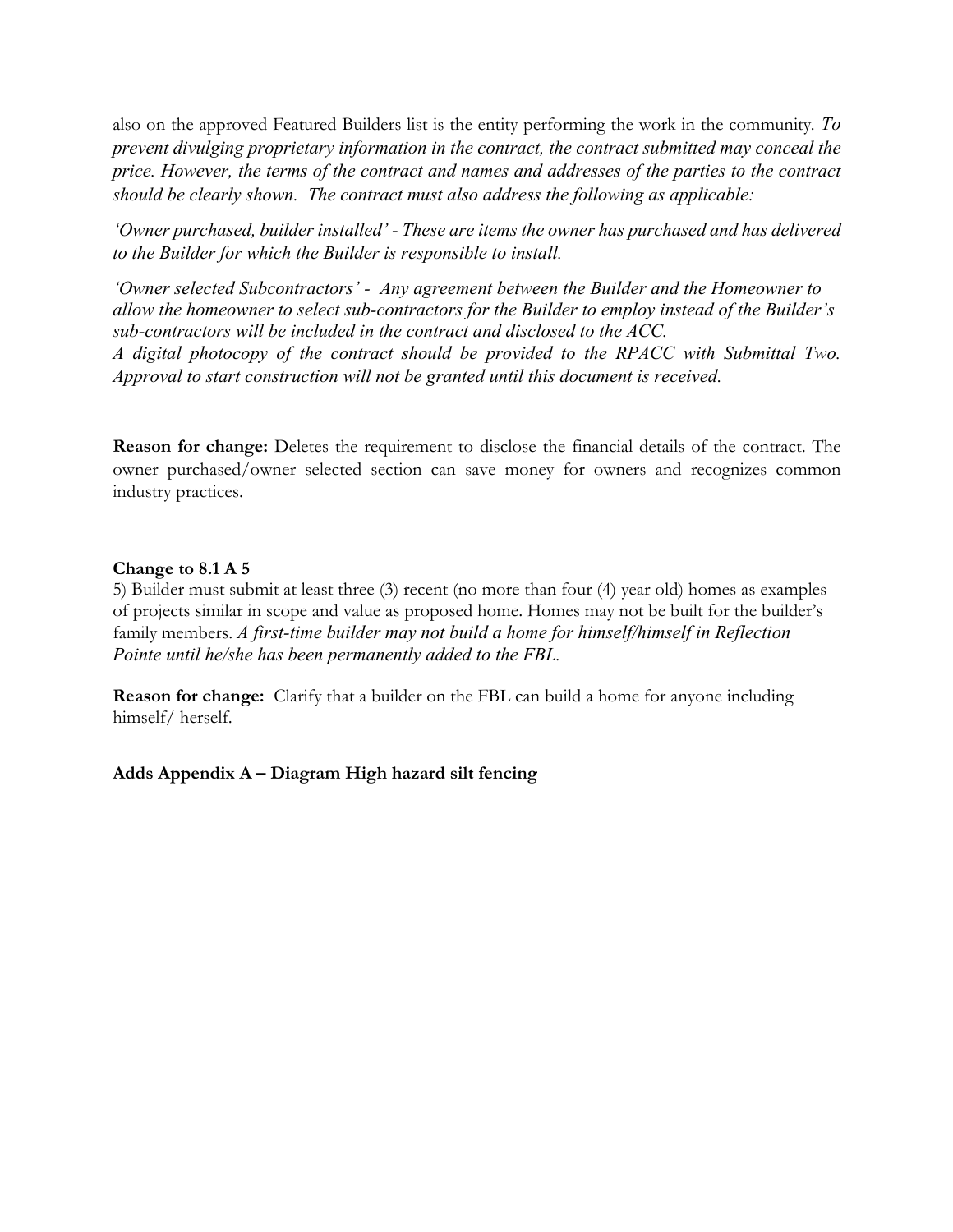also on the approved Featured Builders list is the entity performing the work in the community. *To prevent divulging proprietary information in the contract, the contract submitted may conceal the price. However, the terms of the contract and names and addresses of the parties to the contract should be clearly shown. The contract must also address the following as applicable:*

*'Owner purchased, builder installed' - These are items the owner has purchased and has delivered to the Builder for which the Builder is responsible to install.*

*'Owner selected Subcontractors' - Any agreement between the Builder and the Homeowner to allow the homeowner to select sub-contractors for the Builder to employ instead of the Builder's sub-contractors will be included in the contract and disclosed to the ACC.*
*A digital photocopy of the contract should be provided to the RPACC with Submittal Two. Approval to start construction will not be granted until this document is received.*

**Reason for change:** Deletes the requirement to disclose the financial details of the contract. The owner purchased/owner selected section can save money for owners and recognizes common industry practices.

**Change to 8.1 A 5**
5) Builder must submit at least three (3) recent (no more than four (4) year old) homes as examples of projects similar in scope and value as proposed home. Homes may not be built for the builder's family members. *A first-time builder may not build a home for himself/himself in Reflection Pointe until he/she has been permanently added to the FBL.*

**Reason for change:** Clarify that a builder on the FBL can build a home for anyone including himself/ herself.

**Adds Appendix A – Diagram High hazard silt fencing**